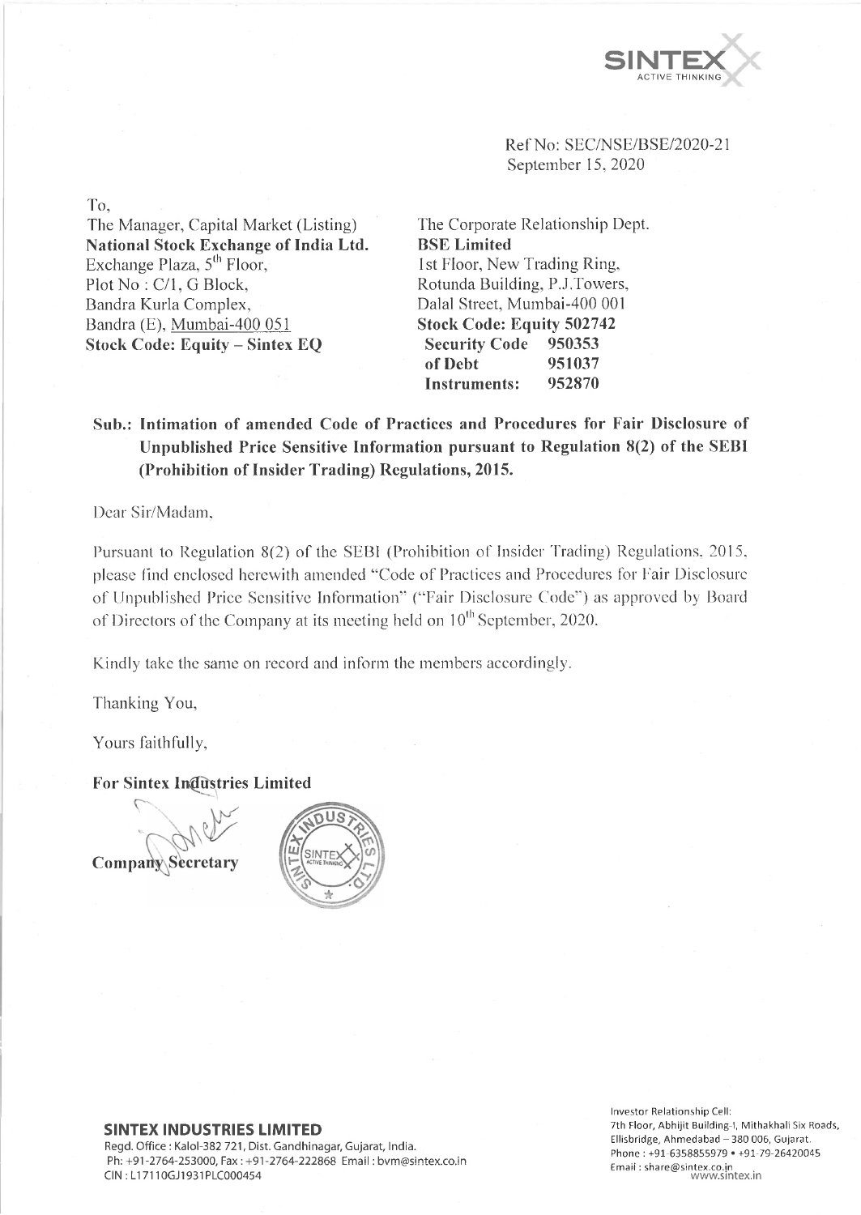SINTEX ACTIVE THINKING

Ref No: SEC/NSE/BSE/2020-21
September 15, 2020

To,

The Manager, Capital Market (Listing)
**National Stock Exchange of India Ltd.**
Exchange Plaza, 5th Floor,
Plot No : C/1, G Block,
Bandra Kurla Complex,
Bandra (E), Mumbai-400 051
**Stock Code: Equity – Sintex EQ**

The Corporate Relationship Dept.
**BSE Limited**
1st Floor, New Trading Ring,
Rotunda Building, P.J.Towers,
Dalal Street, Mumbai-400 001
**Stock Code: Equity 502742**

| | |
|---|---|
| **Security Code of Debt Instruments:** | **950353** |
| | **951037** |
| | **952870** |

**Sub.: Intimation of amended Code of Practices and Procedures for Fair Disclosure of Unpublished Price Sensitive Information pursuant to Regulation 8(2) of the SEBI (Prohibition of Insider Trading) Regulations, 2015.**

Dear Sir/Madam,

Pursuant to Regulation 8(2) of the SEBI (Prohibition of Insider Trading) Regulations, 2015, please find enclosed herewith amended "Code of Practices and Procedures for Fair Disclosure of Unpublished Price Sensitive Information" ("Fair Disclosure Code") as approved by Board of Directors of the Company at its meeting held on 10th September, 2020.

Kindly take the same on record and inform the members accordingly.

Thanking You,

Yours faithfully,

**For Sintex Industries Limited**

**Company Secretary**

**SINTEX INDUSTRIES LIMITED**
Regd. Office : Kalol-382 721, Dist. Gandhinagar, Gujarat, India.
Ph: +91-2764-253000, Fax : +91-2764-222868 Email : bvm@sintex.co.in
CIN : L17110GJ1931PLC000454

Investor Relationship Cell:
7th Floor, Abhijit Building-I, Mithakhali Six Roads,
Ellisbridge, Ahmedabad – 380 006, Gujarat.
Phone : +91-6358855979 • +91-79-26420045
Email : share@sintex.co.in
www.sintex.in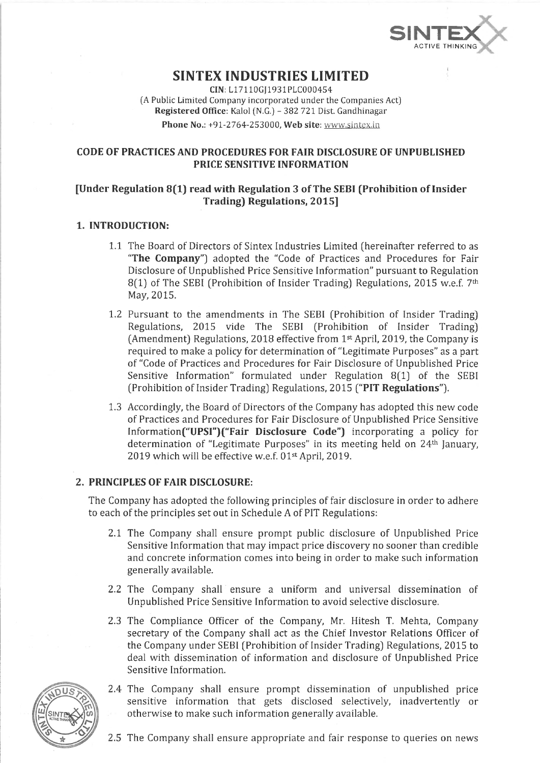# SINTEX INDUSTRIES LIMITED

CIN: L17110GJ1931PLC000454
(A Public Limited Company incorporated under the Companies Act)
**Registered Office**: Kalol (N.G.) – 382 721 Dist. Gandhinagar
**Phone No.**: +91-2764-253000, **Web site**: www.sintex.in

## CODE OF PRACTICES AND PROCEDURES FOR FAIR DISCLOSURE OF UNPUBLISHED PRICE SENSITIVE INFORMATION

### [Under Regulation 8(1) read with Regulation 3 of The SEBI (Prohibition of Insider Trading) Regulations, 2015]

### 1. INTRODUCTION:

1.1 The Board of Directors of Sintex Industries Limited (hereinafter referred to as **"The Company"**) adopted the "Code of Practices and Procedures for Fair Disclosure of Unpublished Price Sensitive Information" pursuant to Regulation 8(1) of The SEBI (Prohibition of Insider Trading) Regulations, 2015 w.e.f. 7th May, 2015.

1.2 Pursuant to the amendments in The SEBI (Prohibition of Insider Trading) Regulations, 2015 vide The SEBI (Prohibition of Insider Trading) (Amendment) Regulations, 2018 effective from 1st April, 2019, the Company is required to make a policy for determination of "Legitimate Purposes" as a part of "Code of Practices and Procedures for Fair Disclosure of Unpublished Price Sensitive Information" formulated under Regulation 8(1) of the SEBI (Prohibition of Insider Trading) Regulations, 2015 (**"PIT Regulations"**).

1.3 Accordingly, the Board of Directors of the Company has adopted this new code of Practices and Procedures for Fair Disclosure of Unpublished Price Sensitive Information**("UPSI")("Fair Disclosure Code")** incorporating a policy for determination of "Legitimate Purposes" in its meeting held on 24th January, 2019 which will be effective w.e.f. 01st April, 2019.

### 2. PRINCIPLES OF FAIR DISCLOSURE:

The Company has adopted the following principles of fair disclosure in order to adhere to each of the principles set out in Schedule A of PIT Regulations:

2.1 The Company shall ensure prompt public disclosure of Unpublished Price Sensitive Information that may impact price discovery no sooner than credible and concrete information comes into being in order to make such information generally available.

2.2 The Company shall ensure a uniform and universal dissemination of Unpublished Price Sensitive Information to avoid selective disclosure.

2.3 The Compliance Officer of the Company, Mr. Hitesh T. Mehta, Company secretary of the Company shall act as the Chief Investor Relations Officer of the Company under SEBI (Prohibition of Insider Trading) Regulations, 2015 to deal with dissemination of information and disclosure of Unpublished Price Sensitive Information.

2.4 The Company shall ensure prompt dissemination of unpublished price sensitive information that gets disclosed selectively, inadvertently or otherwise to make such information generally available.

2.5 The Company shall ensure appropriate and fair response to queries on news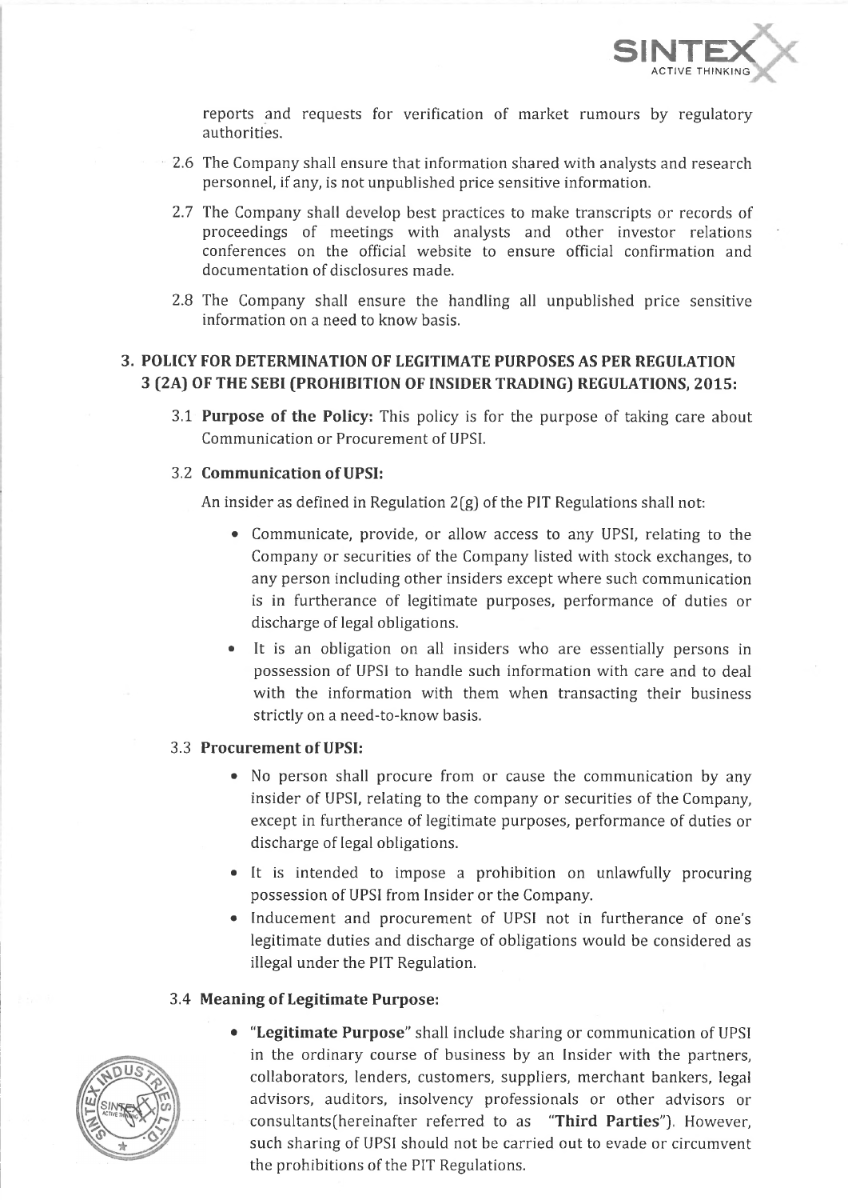reports and requests for verification of market rumours by regulatory authorities.

2.6 The Company shall ensure that information shared with analysts and research personnel, if any, is not unpublished price sensitive information.

2.7 The Company shall develop best practices to make transcripts or records of proceedings of meetings with analysts and other investor relations conferences on the official website to ensure official confirmation and documentation of disclosures made.

2.8 The Company shall ensure the handling all unpublished price sensitive information on a need to know basis.

## 3. POLICY FOR DETERMINATION OF LEGITIMATE PURPOSES AS PER REGULATION 3 (2A) OF THE SEBI (PROHIBITION OF INSIDER TRADING) REGULATIONS, 2015:

3.1 **Purpose of the Policy:** This policy is for the purpose of taking care about Communication or Procurement of UPSI.

3.2 **Communication of UPSI:**

An insider as defined in Regulation 2(g) of the PIT Regulations shall not:

- Communicate, provide, or allow access to any UPSI, relating to the Company or securities of the Company listed with stock exchanges, to any person including other insiders except where such communication is in furtherance of legitimate purposes, performance of duties or discharge of legal obligations.
- It is an obligation on all insiders who are essentially persons in possession of UPSI to handle such information with care and to deal with the information with them when transacting their business strictly on a need-to-know basis.

3.3 **Procurement of UPSI:**

- No person shall procure from or cause the communication by any insider of UPSI, relating to the company or securities of the Company, except in furtherance of legitimate purposes, performance of duties or discharge of legal obligations.
- It is intended to impose a prohibition on unlawfully procuring possession of UPSI from Insider or the Company.
- Inducement and procurement of UPSI not in furtherance of one's legitimate duties and discharge of obligations would be considered as illegal under the PIT Regulation.

3.4 **Meaning of Legitimate Purpose:**

- **"Legitimate Purpose"** shall include sharing or communication of UPSI in the ordinary course of business by an Insider with the partners, collaborators, lenders, customers, suppliers, merchant bankers, legal advisors, auditors, insolvency professionals or other advisors or consultants(hereinafter referred to as **"Third Parties"**). However, such sharing of UPSI should not be carried out to evade or circumvent the prohibitions of the PIT Regulations.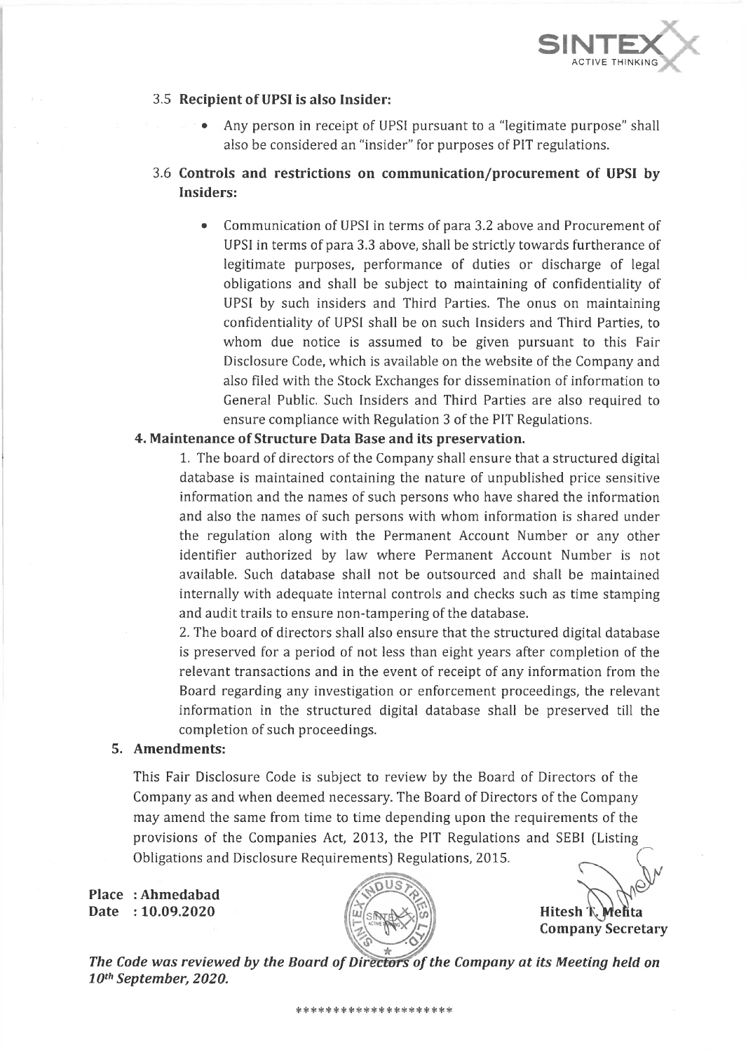### 3.5 Recipient of UPSI is also Insider:

- Any person in receipt of UPSI pursuant to a "legitimate purpose" shall also be considered an "insider" for purposes of PIT regulations.

### 3.6 Controls and restrictions on communication/procurement of UPSI by Insiders:

- Communication of UPSI in terms of para 3.2 above and Procurement of UPSI in terms of para 3.3 above, shall be strictly towards furtherance of legitimate purposes, performance of duties or discharge of legal obligations and shall be subject to maintaining of confidentiality of UPSI by such insiders and Third Parties. The onus on maintaining confidentiality of UPSI shall be on such Insiders and Third Parties, to whom due notice is assumed to be given pursuant to this Fair Disclosure Code, which is available on the website of the Company and also filed with the Stock Exchanges for dissemination of information to General Public. Such Insiders and Third Parties are also required to ensure compliance with Regulation 3 of the PIT Regulations.

## 4. Maintenance of Structure Data Base and its preservation.

1. The board of directors of the Company shall ensure that a structured digital database is maintained containing the nature of unpublished price sensitive information and the names of such persons who have shared the information and also the names of such persons with whom information is shared under the regulation along with the Permanent Account Number or any other identifier authorized by law where Permanent Account Number is not available. Such database shall not be outsourced and shall be maintained internally with adequate internal controls and checks such as time stamping and audit trails to ensure non-tampering of the database.

2. The board of directors shall also ensure that the structured digital database is preserved for a period of not less than eight years after completion of the relevant transactions and in the event of receipt of any information from the Board regarding any investigation or enforcement proceedings, the relevant information in the structured digital database shall be preserved till the completion of such proceedings.

## 5. Amendments:

This Fair Disclosure Code is subject to review by the Board of Directors of the Company as and when deemed necessary. The Board of Directors of the Company may amend the same from time to time depending upon the requirements of the provisions of the Companies Act, 2013, the PIT Regulations and SEBI (Listing Obligations and Disclosure Requirements) Regulations, 2015.

**Place : Ahmedabad**
**Date : 10.09.2020**

**Hitesh T. Mehta**
**Company Secretary**

***The Code was reviewed by the Board of Directors of the Company at its Meeting held on 10th September, 2020.***

********************